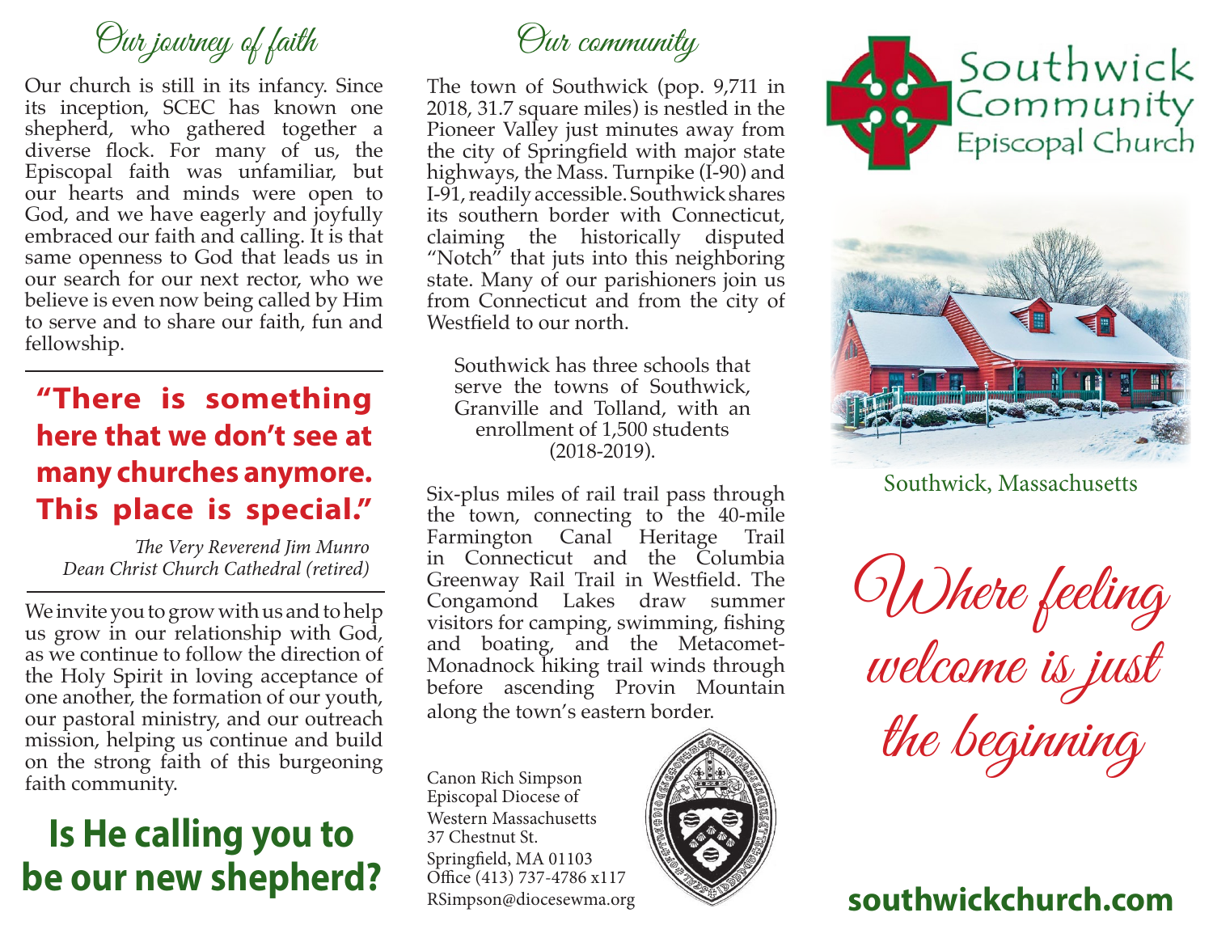## Our journey of faith

Our church is still in its infancy. Since its inception, SCEC has known one shepherd, who gathered together a diverse flock. For many of us, the Episcopal faith was unfamiliar, but our hearts and minds were open to God, and we have eagerly and joyfully embraced our faith and calling. It is that same openness to God that leads us in our search for our next rector, who we believe is even now being called by Him to serve and to share our faith, fun and fellowship.

> **"There is something here that we don't see at many churches anymore. This place is special."**
>
> *The Very Reverend Jim Munro*
> *Dean Christ Church Cathedral (retired)*

We invite you to grow with us and to help us grow in our relationship with God, as we continue to follow the direction of the Holy Spirit in loving acceptance of one another, the formation of our youth, our pastoral ministry, and our outreach mission, helping us continue and build on the strong faith of this burgeoning faith community.

**Is He calling you to be our new shepherd?**

## Our community

The town of Southwick (pop. 9,711 in 2018, 31.7 square miles) is nestled in the Pioneer Valley just minutes away from the city of Springfield with major state highways, the Mass. Turnpike (I-90) and I-91, readily accessible. Southwick shares its southern border with Connecticut, claiming the historically disputed "Notch" that juts into this neighboring state. Many of our parishioners join us from Connecticut and from the city of Westfield to our north.

Southwick has three schools that serve the towns of Southwick, Granville and Tolland, with an enrollment of 1,500 students (2018-2019).

Six-plus miles of rail trail pass through the town, connecting to the 40-mile Farmington Canal Heritage Trail in Connecticut and the Columbia Greenway Rail Trail in Westfield. The Congamond Lakes draw summer visitors for camping, swimming, fishing and boating, and the Metacomet-Monadnock hiking trail winds through before ascending Provin Mountain along the town's eastern border.

Canon Rich Simpson
Episcopal Diocese of Western Massachusetts
37 Chestnut St.
Springfield, MA 01103
Office (413) 737-4786 x117
RSimpson@diocesewma.org

# Southwick Community Episcopal Church

Southwick, Massachusetts

*Where feeling welcome is just the beginning*

**southwickchurch.com**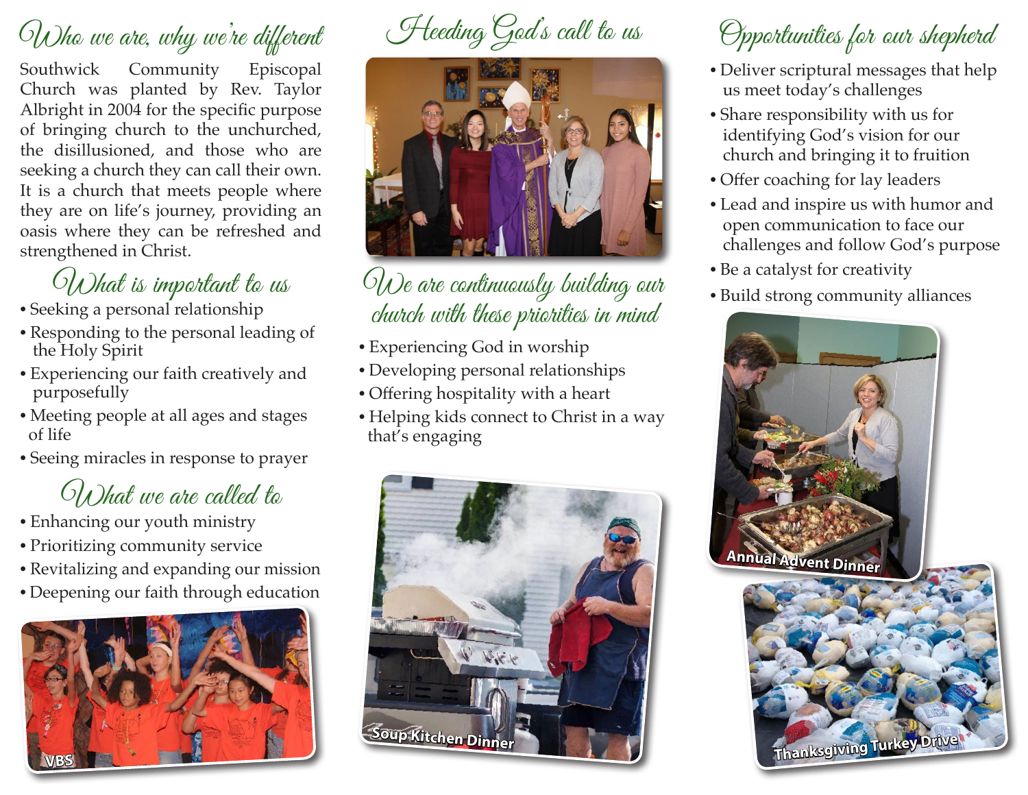## Who we are, why we're different

Southwick Community Episcopal Church was planted by Rev. Taylor Albright in 2004 for the specific purpose of bringing church to the unchurched, the disillusioned, and those who are seeking a church they can call their own. It is a church that meets people where they are on life's journey, providing an oasis where they can be refreshed and strengthened in Christ.

## What is important to us

- Seeking a personal relationship
- Responding to the personal leading of the Holy Spirit
- Experiencing our faith creatively and purposefully
- Meeting people at all ages and stages of life
- Seeing miracles in response to prayer

## What we are called to

- Enhancing our youth ministry
- Prioritizing community service
- Revitalizing and expanding our mission
- Deepening our faith through education

VBS

## Heeding God's call to us

## We are continuously building our church with these priorities in mind

- Experiencing God in worship
- Developing personal relationships
- Offering hospitality with a heart
- Helping kids connect to Christ in a way that's engaging

Soup Kitchen Dinner

## Opportunities for our shepherd

- Deliver scriptural messages that help us meet today's challenges
- Share responsibility with us for identifying God's vision for our church and bringing it to fruition
- Offer coaching for lay leaders
- Lead and inspire us with humor and open communication to face our challenges and follow God's purpose
- Be a catalyst for creativity
- Build strong community alliances

Annual Advent Dinner

Thanksgiving Turkey Drive